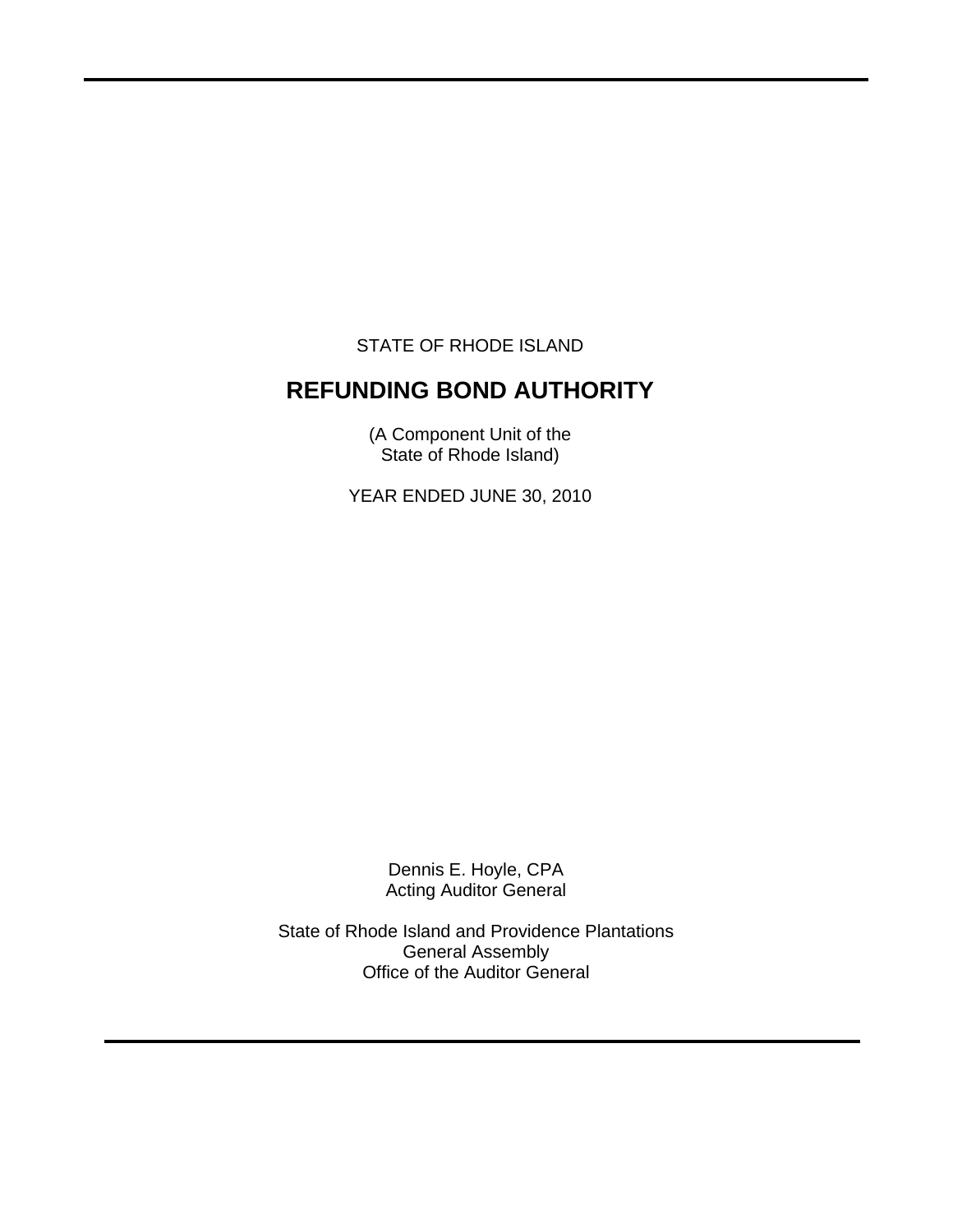STATE OF RHODE ISLAND

# REFUNDING BOND AUTHORITY

(A Component Unit of the
State of Rhode Island)

YEAR ENDED JUNE 30, 2010

Dennis E. Hoyle, CPA
Acting Auditor General

State of Rhode Island and Providence Plantations
General Assembly
Office of the Auditor General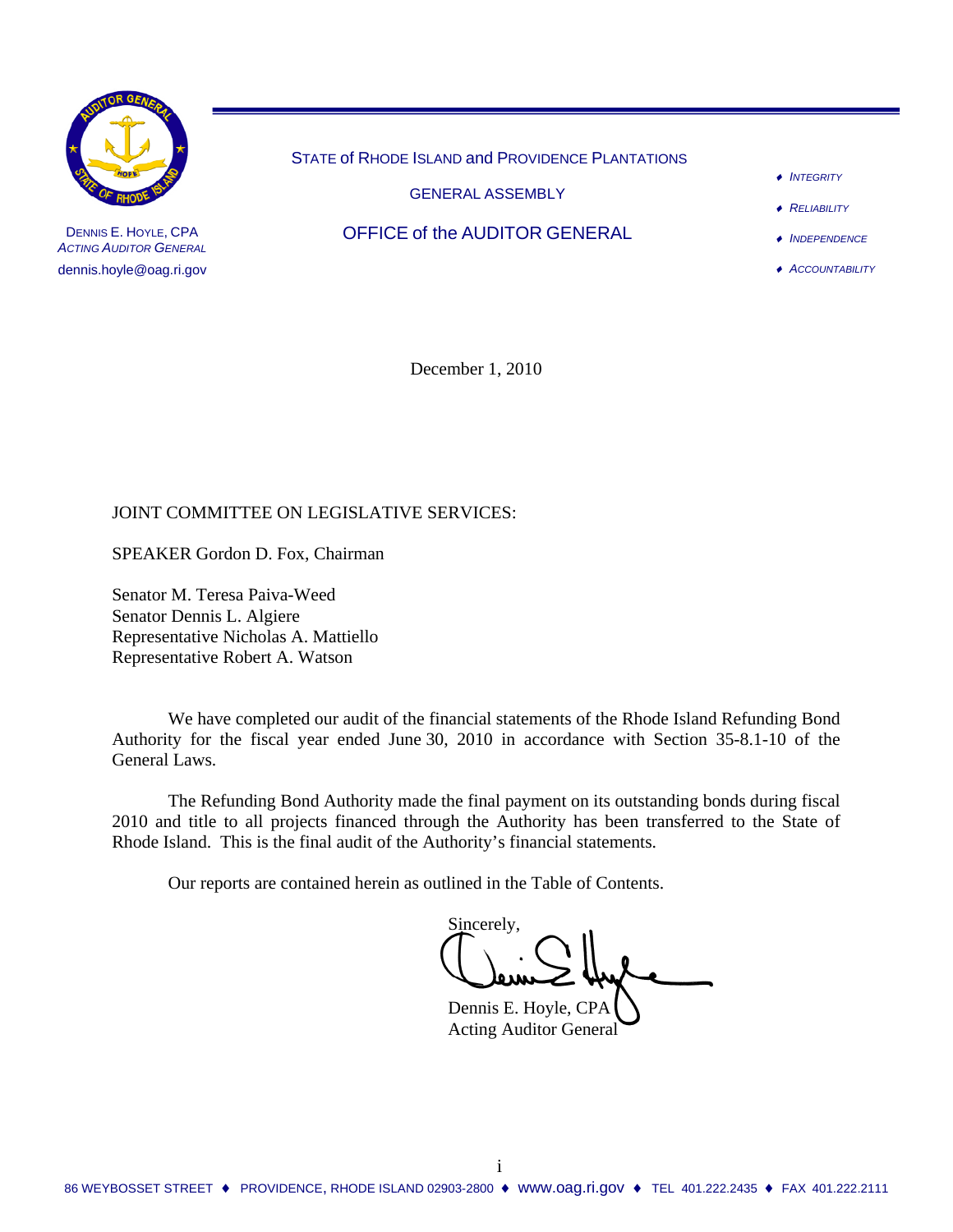DENNIS E. HOYLE, CPA
*ACTING AUDITOR GENERAL*
dennis.hoyle@oag.ri.gov

STATE of RHODE ISLAND and PROVIDENCE PLANTATIONS

GENERAL ASSEMBLY

OFFICE of the AUDITOR GENERAL

- *INTEGRITY*
- *RELIABILITY*
- *INDEPENDENCE*
- *ACCOUNTABILITY*

December 1, 2010

JOINT COMMITTEE ON LEGISLATIVE SERVICES:

SPEAKER Gordon D. Fox, Chairman

Senator M. Teresa Paiva-Weed
Senator Dennis L. Algiere
Representative Nicholas A. Mattiello
Representative Robert A. Watson

We have completed our audit of the financial statements of the Rhode Island Refunding Bond Authority for the fiscal year ended June 30, 2010 in accordance with Section 35-8.1-10 of the General Laws.

The Refunding Bond Authority made the final payment on its outstanding bonds during fiscal 2010 and title to all projects financed through the Authority has been transferred to the State of Rhode Island. This is the final audit of the Authority's financial statements.

Our reports are contained herein as outlined in the Table of Contents.

Sincerely,

Dennis E. Hoyle, CPA
Acting Auditor General

86 WEYBOSSET STREET ♦ PROVIDENCE, RHODE ISLAND 02903-2800 ♦ www.oag.ri.gov ♦ TEL 401.222.2435 ♦ FAX 401.222.2111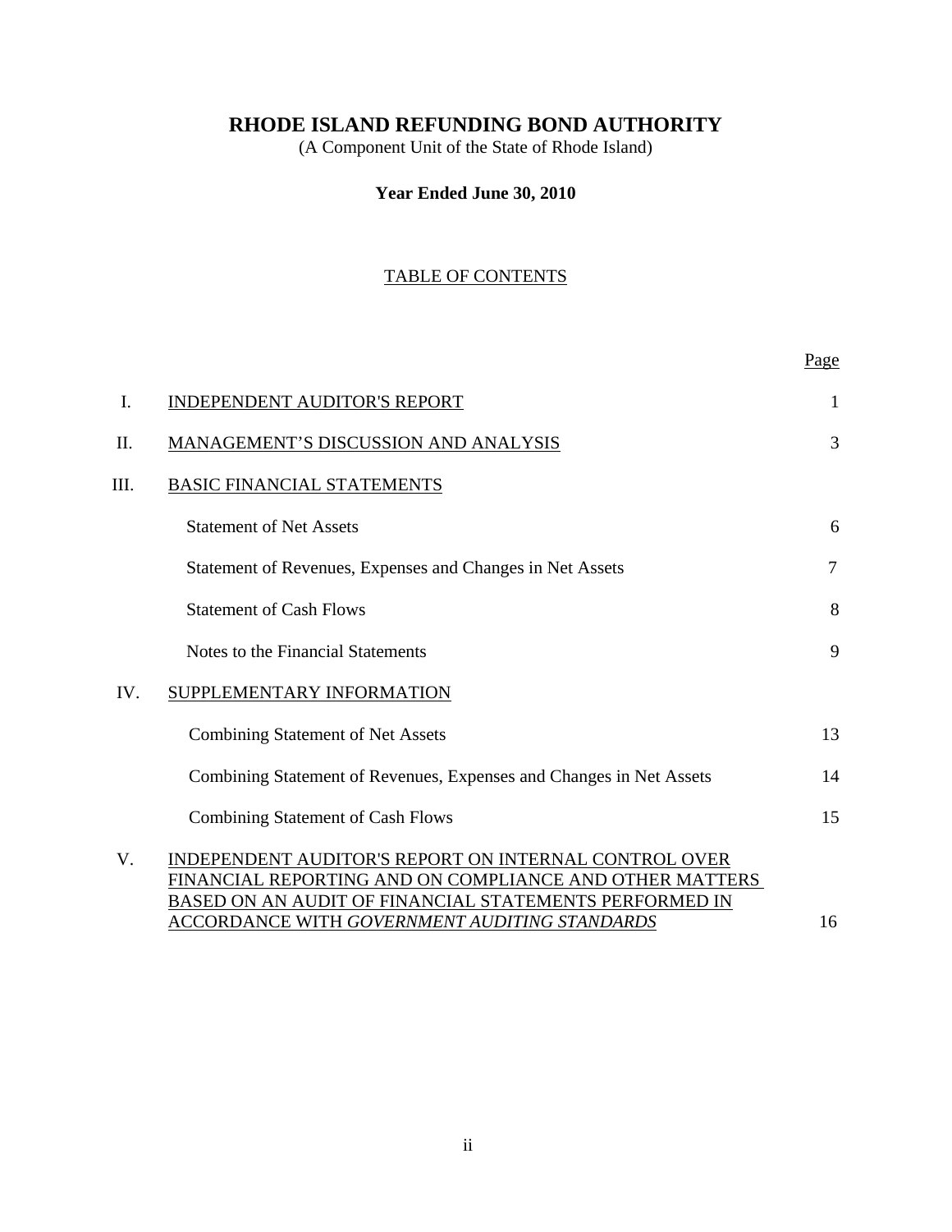# RHODE ISLAND REFUNDING BOND AUTHORITY

(A Component Unit of the State of Rhode Island)

**Year Ended June 30, 2010**

## TABLE OF CONTENTS

| | | Page |
|---|---|---|
| I. | INDEPENDENT AUDITOR'S REPORT | 1 |
| II. | MANAGEMENT'S DISCUSSION AND ANALYSIS | 3 |
| III. | BASIC FINANCIAL STATEMENTS | |
| | Statement of Net Assets | 6 |
| | Statement of Revenues, Expenses and Changes in Net Assets | 7 |
| | Statement of Cash Flows | 8 |
| | Notes to the Financial Statements | 9 |
| IV. | SUPPLEMENTARY INFORMATION | |
| | Combining Statement of Net Assets | 13 |
| | Combining Statement of Revenues, Expenses and Changes in Net Assets | 14 |
| | Combining Statement of Cash Flows | 15 |
| V. | INDEPENDENT AUDITOR'S REPORT ON INTERNAL CONTROL OVER FINANCIAL REPORTING AND ON COMPLIANCE AND OTHER MATTERS BASED ON AN AUDIT OF FINANCIAL STATEMENTS PERFORMED IN ACCORDANCE WITH *GOVERNMENT AUDITING STANDARDS* | 16 |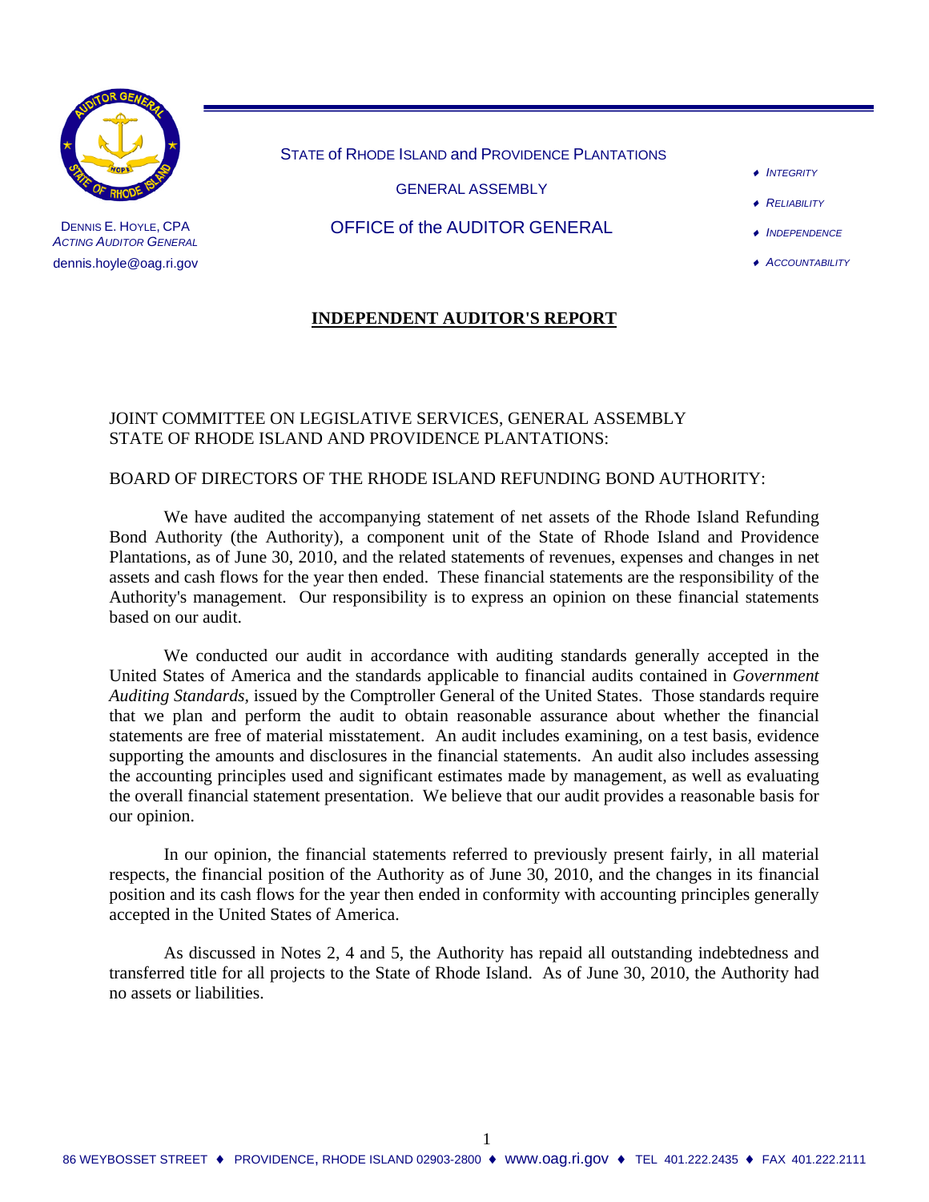STATE of RHODE ISLAND and PROVIDENCE PLANTATIONS

GENERAL ASSEMBLY

OFFICE of the AUDITOR GENERAL

DENNIS E. HOYLE, CPA
*ACTING AUDITOR GENERAL*
dennis.hoyle@oag.ri.gov

- *INTEGRITY*
- *RELIABILITY*
- *INDEPENDENCE*
- *ACCOUNTABILITY*

## INDEPENDENT AUDITOR'S REPORT

JOINT COMMITTEE ON LEGISLATIVE SERVICES, GENERAL ASSEMBLY
STATE OF RHODE ISLAND AND PROVIDENCE PLANTATIONS:

BOARD OF DIRECTORS OF THE RHODE ISLAND REFUNDING BOND AUTHORITY:

We have audited the accompanying statement of net assets of the Rhode Island Refunding Bond Authority (the Authority), a component unit of the State of Rhode Island and Providence Plantations, as of June 30, 2010, and the related statements of revenues, expenses and changes in net assets and cash flows for the year then ended. These financial statements are the responsibility of the Authority's management. Our responsibility is to express an opinion on these financial statements based on our audit.

We conducted our audit in accordance with auditing standards generally accepted in the United States of America and the standards applicable to financial audits contained in *Government Auditing Standards*, issued by the Comptroller General of the United States. Those standards require that we plan and perform the audit to obtain reasonable assurance about whether the financial statements are free of material misstatement. An audit includes examining, on a test basis, evidence supporting the amounts and disclosures in the financial statements. An audit also includes assessing the accounting principles used and significant estimates made by management, as well as evaluating the overall financial statement presentation. We believe that our audit provides a reasonable basis for our opinion.

In our opinion, the financial statements referred to previously present fairly, in all material respects, the financial position of the Authority as of June 30, 2010, and the changes in its financial position and its cash flows for the year then ended in conformity with accounting principles generally accepted in the United States of America.

As discussed in Notes 2, 4 and 5, the Authority has repaid all outstanding indebtedness and transferred title for all projects to the State of Rhode Island. As of June 30, 2010, the Authority had no assets or liabilities.

86 WEYBOSSET STREET ♦ PROVIDENCE, RHODE ISLAND 02903-2800 ♦ www.oag.ri.gov ♦ TEL 401.222.2435 ♦ FAX 401.222.2111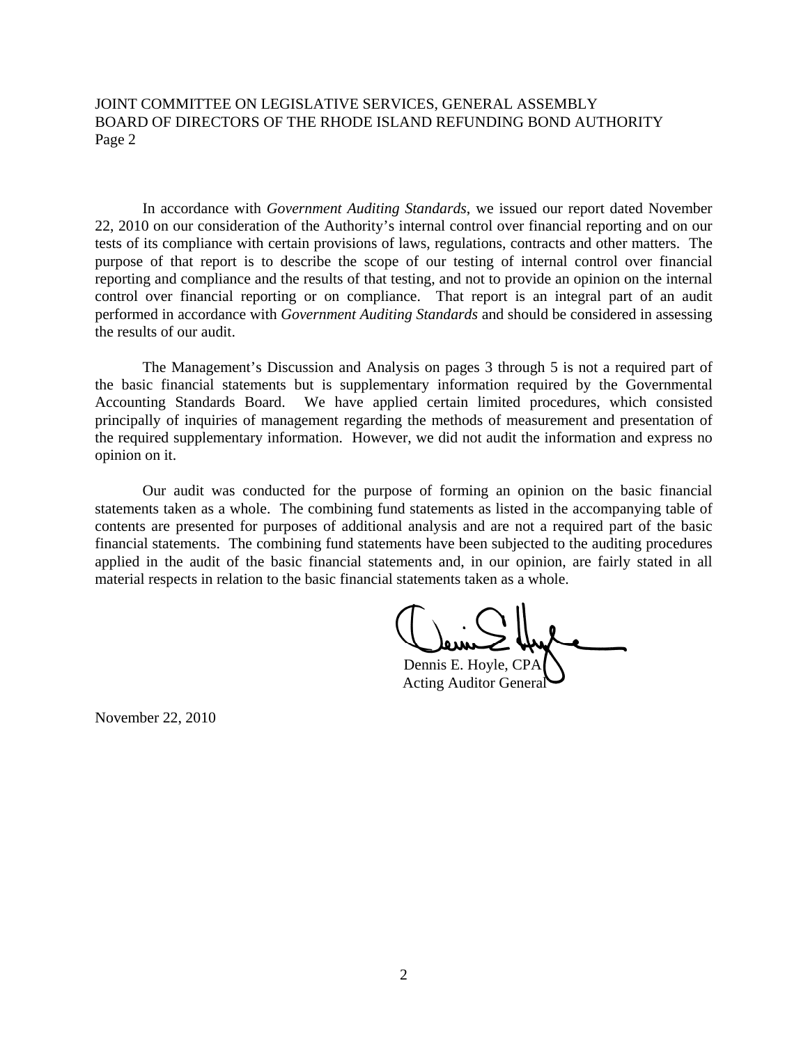In accordance with *Government Auditing Standards*, we issued our report dated November 22, 2010 on our consideration of the Authority's internal control over financial reporting and on our tests of its compliance with certain provisions of laws, regulations, contracts and other matters. The purpose of that report is to describe the scope of our testing of internal control over financial reporting and compliance and the results of that testing, and not to provide an opinion on the internal control over financial reporting or on compliance. That report is an integral part of an audit performed in accordance with *Government Auditing Standards* and should be considered in assessing the results of our audit.

The Management's Discussion and Analysis on pages 3 through 5 is not a required part of the basic financial statements but is supplementary information required by the Governmental Accounting Standards Board. We have applied certain limited procedures, which consisted principally of inquiries of management regarding the methods of measurement and presentation of the required supplementary information. However, we did not audit the information and express no opinion on it.

Our audit was conducted for the purpose of forming an opinion on the basic financial statements taken as a whole. The combining fund statements as listed in the accompanying table of contents are presented for purposes of additional analysis and are not a required part of the basic financial statements. The combining fund statements have been subjected to the auditing procedures applied in the audit of the basic financial statements and, in our opinion, are fairly stated in all material respects in relation to the basic financial statements taken as a whole.

Dennis E. Hoyle, CPA
Acting Auditor General

November 22, 2010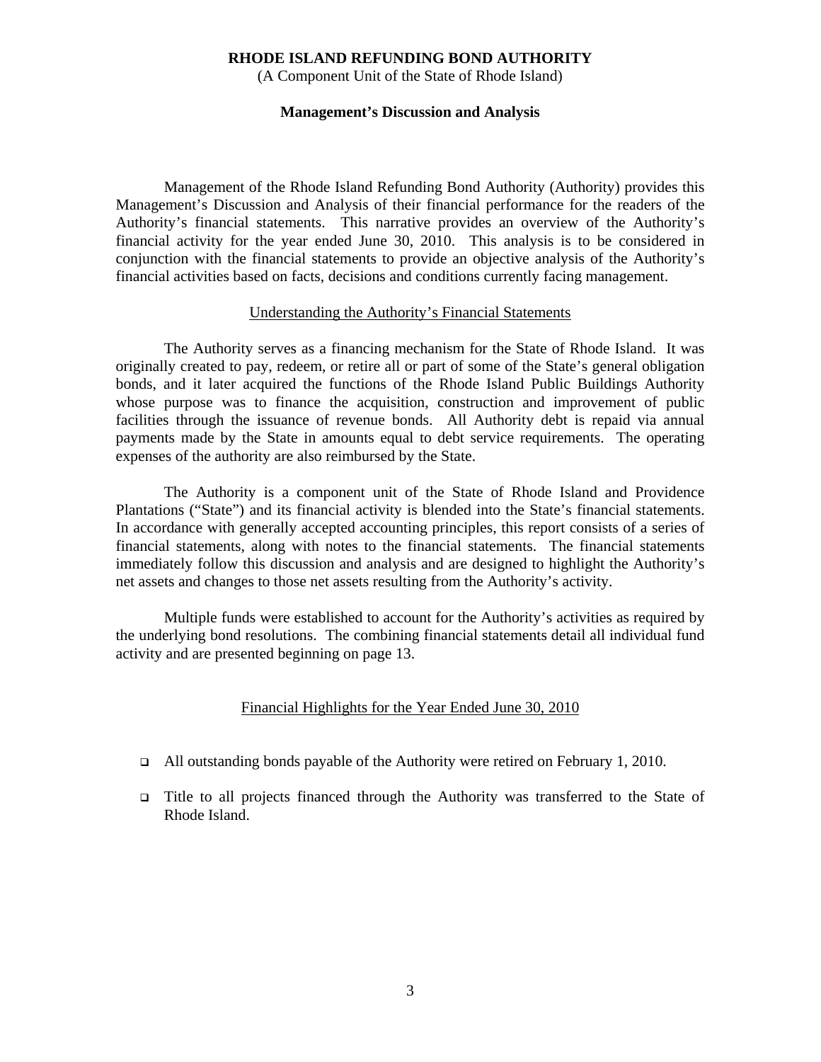**RHODE ISLAND REFUNDING BOND AUTHORITY**
(A Component Unit of the State of Rhode Island)

**Management's Discussion and Analysis**

Management of the Rhode Island Refunding Bond Authority (Authority) provides this Management's Discussion and Analysis of their financial performance for the readers of the Authority's financial statements. This narrative provides an overview of the Authority's financial activity for the year ended June 30, 2010. This analysis is to be considered in conjunction with the financial statements to provide an objective analysis of the Authority's financial activities based on facts, decisions and conditions currently facing management.

Understanding the Authority's Financial Statements

The Authority serves as a financing mechanism for the State of Rhode Island. It was originally created to pay, redeem, or retire all or part of some of the State's general obligation bonds, and it later acquired the functions of the Rhode Island Public Buildings Authority whose purpose was to finance the acquisition, construction and improvement of public facilities through the issuance of revenue bonds. All Authority debt is repaid via annual payments made by the State in amounts equal to debt service requirements. The operating expenses of the authority are also reimbursed by the State.

The Authority is a component unit of the State of Rhode Island and Providence Plantations ("State") and its financial activity is blended into the State's financial statements. In accordance with generally accepted accounting principles, this report consists of a series of financial statements, along with notes to the financial statements. The financial statements immediately follow this discussion and analysis and are designed to highlight the Authority's net assets and changes to those net assets resulting from the Authority's activity.

Multiple funds were established to account for the Authority's activities as required by the underlying bond resolutions. The combining financial statements detail all individual fund activity and are presented beginning on page 13.

Financial Highlights for the Year Ended June 30, 2010

- All outstanding bonds payable of the Authority were retired on February 1, 2010.
- Title to all projects financed through the Authority was transferred to the State of Rhode Island.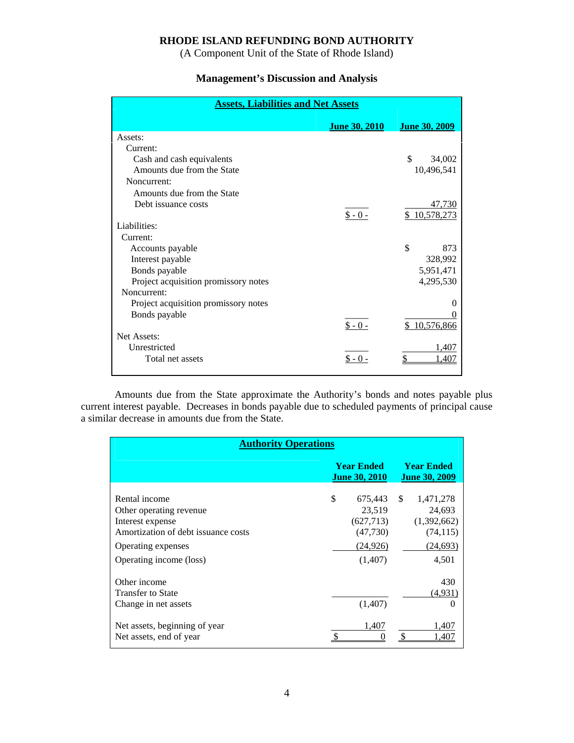**RHODE ISLAND REFUNDING BOND AUTHORITY**
(A Component Unit of the State of Rhode Island)

## Management's Discussion and Analysis

**Assets, Liabilities and Net Assets**

| | June 30, 2010 | June 30, 2009 |
|---|---|---|
| Assets: | | |
| Current: | | |
| Cash and cash equivalents | | $ 34,002 |
| Amounts due from the State | | 10,496,541 |
| Noncurrent: | | |
| Amounts due from the State | | |
| Debt issuance costs | | 47,730 |
| | $ - 0 - | $ 10,578,273 |
| Liabilities: | | |
| Current: | | |
| Accounts payable | | $ 873 |
| Interest payable | | 328,992 |
| Bonds payable | | 5,951,471 |
| Project acquisition promissory notes | | 4,295,530 |
| Noncurrent: | | |
| Project acquisition promissory notes | | 0 |
| Bonds payable | | 0 |
| | $ - 0 - | $ 10,576,866 |
| Net Assets: | | |
| Unrestricted | | 1,407 |
| Total net assets | $ - 0 - | $ 1,407 |

Amounts due from the State approximate the Authority's bonds and notes payable plus current interest payable. Decreases in bonds payable due to scheduled payments of principal cause a similar decrease in amounts due from the State.

**Authority Operations**

| | Year Ended June 30, 2010 | Year Ended June 30, 2009 |
|---|---|---|
| Rental income | $ 675,443 | $ 1,471,278 |
| Other operating revenue | 23,519 | 24,693 |
| Interest expense | (627,713) | (1,392,662) |
| Amortization of debt issuance costs | (47,730) | (74,115) |
| Operating expenses | (24,926) | (24,693) |
| Operating income (loss) | (1,407) | 4,501 |
| Other income | | 430 |
| Transfer to State | | (4,931) |
| Change in net assets | (1,407) | 0 |
| Net assets, beginning of year | 1,407 | 1,407 |
| Net assets, end of year | $ 0 | $ 1,407 |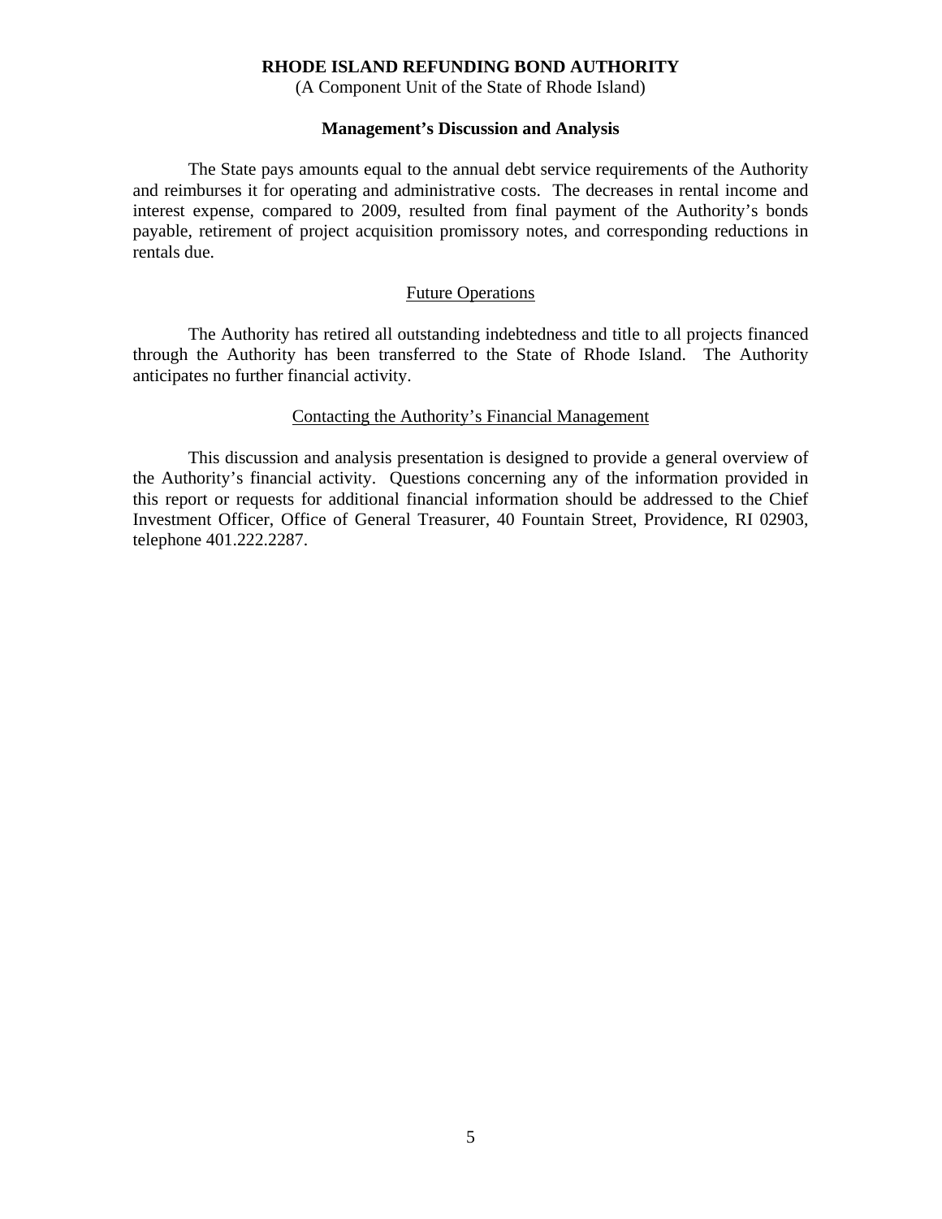The State pays amounts equal to the annual debt service requirements of the Authority and reimburses it for operating and administrative costs. The decreases in rental income and interest expense, compared to 2009, resulted from final payment of the Authority's bonds payable, retirement of project acquisition promissory notes, and corresponding reductions in rentals due.

### Future Operations

The Authority has retired all outstanding indebtedness and title to all projects financed through the Authority has been transferred to the State of Rhode Island. The Authority anticipates no further financial activity.

### Contacting the Authority's Financial Management

This discussion and analysis presentation is designed to provide a general overview of the Authority's financial activity. Questions concerning any of the information provided in this report or requests for additional financial information should be addressed to the Chief Investment Officer, Office of General Treasurer, 40 Fountain Street, Providence, RI 02903, telephone 401.222.2287.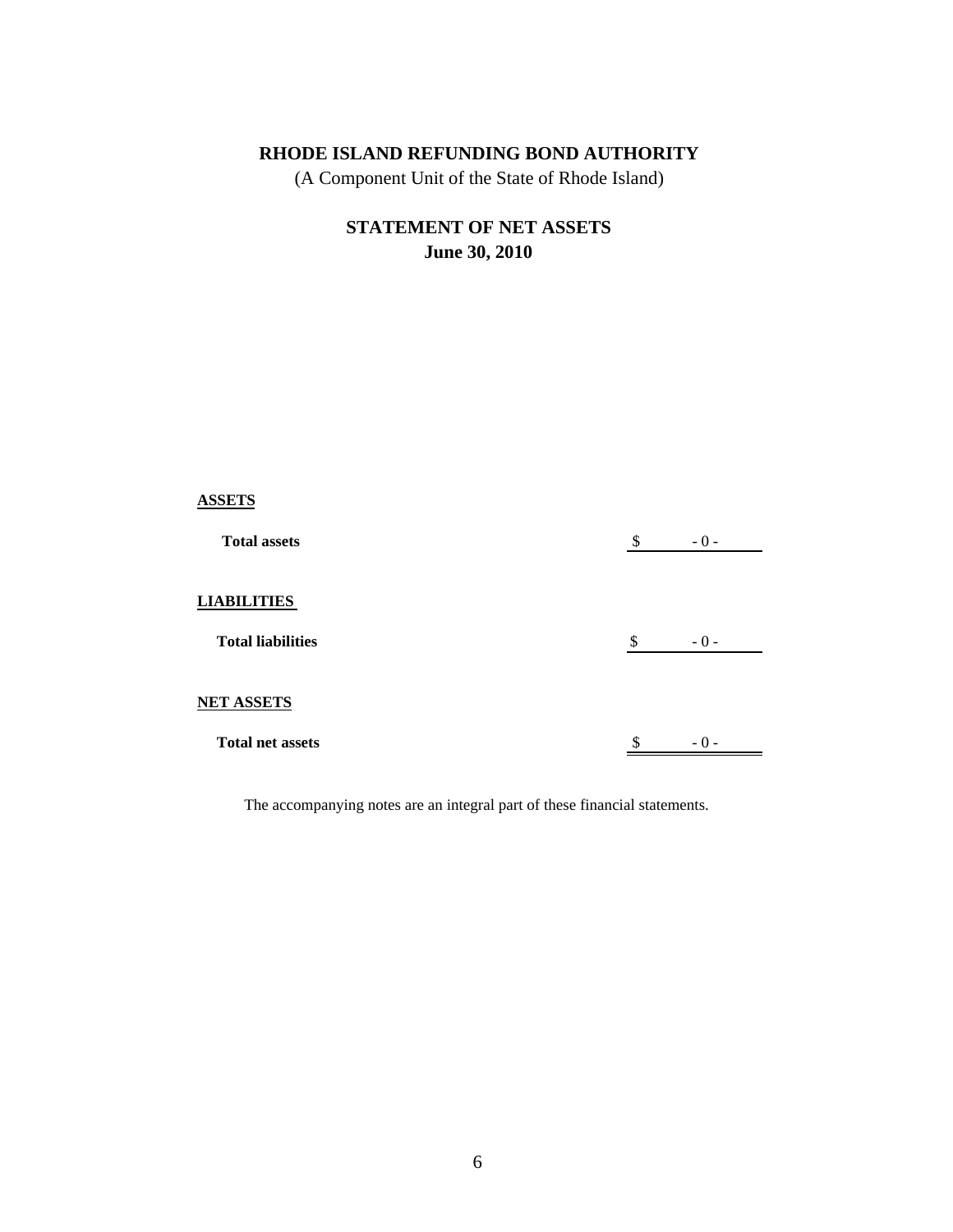# RHODE ISLAND REFUNDING BOND AUTHORITY

(A Component Unit of the State of Rhode Island)

## STATEMENT OF NET ASSETS
## June 30, 2010

| | |
|---|---|
| **ASSETS** | |
| **Total assets** | $ - 0 - |
| **LIABILITIES** | |
| **Total liabilities** | $ - 0 - |
| **NET ASSETS** | |
| **Total net assets** | $ - 0 - |

The accompanying notes are an integral part of these financial statements.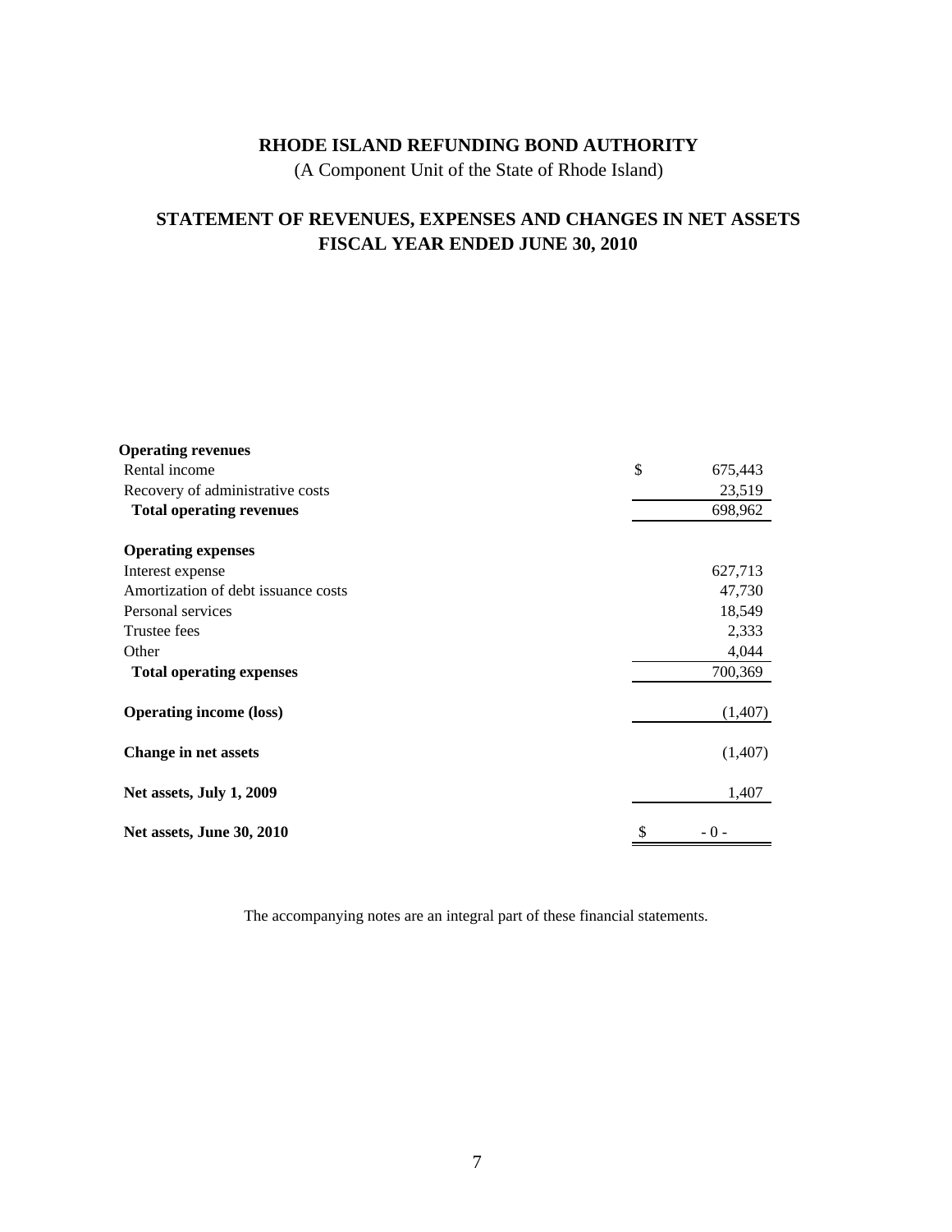# RHODE ISLAND REFUNDING BOND AUTHORITY

(A Component Unit of the State of Rhode Island)

## STATEMENT OF REVENUES, EXPENSES AND CHANGES IN NET ASSETS
## FISCAL YEAR ENDED JUNE 30, 2010

| | | |
|---|---|---|
| **Operating revenues** | | |
| Rental income | $ | 675,443 |
| Recovery of administrative costs | | 23,519 |
| **Total operating revenues** | | 698,962 |
| **Operating expenses** | | |
| Interest expense | | 627,713 |
| Amortization of debt issuance costs | | 47,730 |
| Personal services | | 18,549 |
| Trustee fees | | 2,333 |
| Other | | 4,044 |
| **Total operating expenses** | | 700,369 |
| **Operating income (loss)** | | (1,407) |
| **Change in net assets** | | (1,407) |
| **Net assets, July 1, 2009** | | 1,407 |
| **Net assets, June 30, 2010** | $ | - 0 - |

The accompanying notes are an integral part of these financial statements.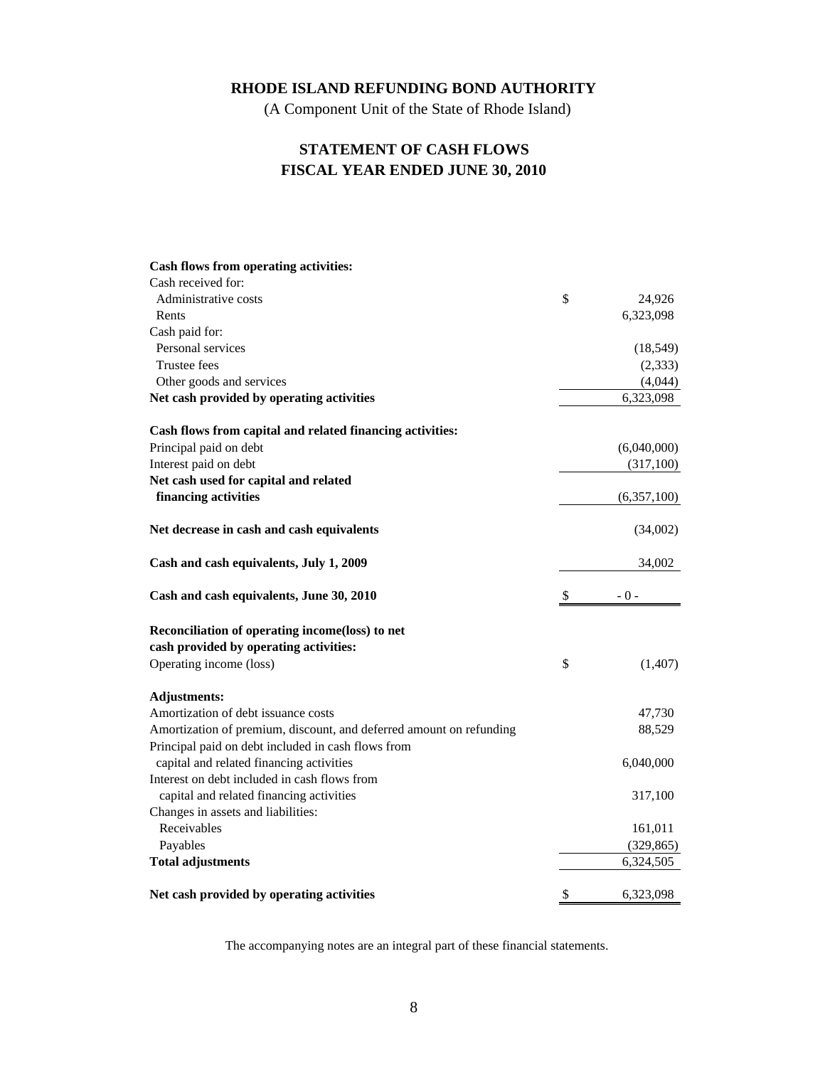# RHODE ISLAND REFUNDING BOND AUTHORITY

(A Component Unit of the State of Rhode Island)

## STATEMENT OF CASH FLOWS
## FISCAL YEAR ENDED JUNE 30, 2010

| | |
|---|---|
| **Cash flows from operating activities:** | |
| Cash received for: | |
| Administrative costs | $ 24,926 |
| Rents | 6,323,098 |
| Cash paid for: | |
| Personal services | (18,549) |
| Trustee fees | (2,333) |
| Other goods and services | (4,044) |
| **Net cash provided by operating activities** | 6,323,098 |
| | |
| **Cash flows from capital and related financing activities:** | |
| Principal paid on debt | (6,040,000) |
| Interest paid on debt | (317,100) |
| **Net cash used for capital and related financing activities** | (6,357,100) |
| | |
| **Net decrease in cash and cash equivalents** | (34,002) |
| | |
| **Cash and cash equivalents, July 1, 2009** | 34,002 |
| | |
| **Cash and cash equivalents, June 30, 2010** | $ - 0 - |
| | |
| **Reconciliation of operating income(loss) to net cash provided by operating activities:** | |
| Operating income (loss) | $ (1,407) |
| | |
| **Adjustments:** | |
| Amortization of debt issuance costs | 47,730 |
| Amortization of premium, discount, and deferred amount on refunding | 88,529 |
| Principal paid on debt included in cash flows from capital and related financing activities | 6,040,000 |
| Interest on debt included in cash flows from capital and related financing activities | 317,100 |
| Changes in assets and liabilities: | |
| Receivables | 161,011 |
| Payables | (329,865) |
| **Total adjustments** | 6,324,505 |
| | |
| **Net cash provided by operating activities** | $ 6,323,098 |

The accompanying notes are an integral part of these financial statements.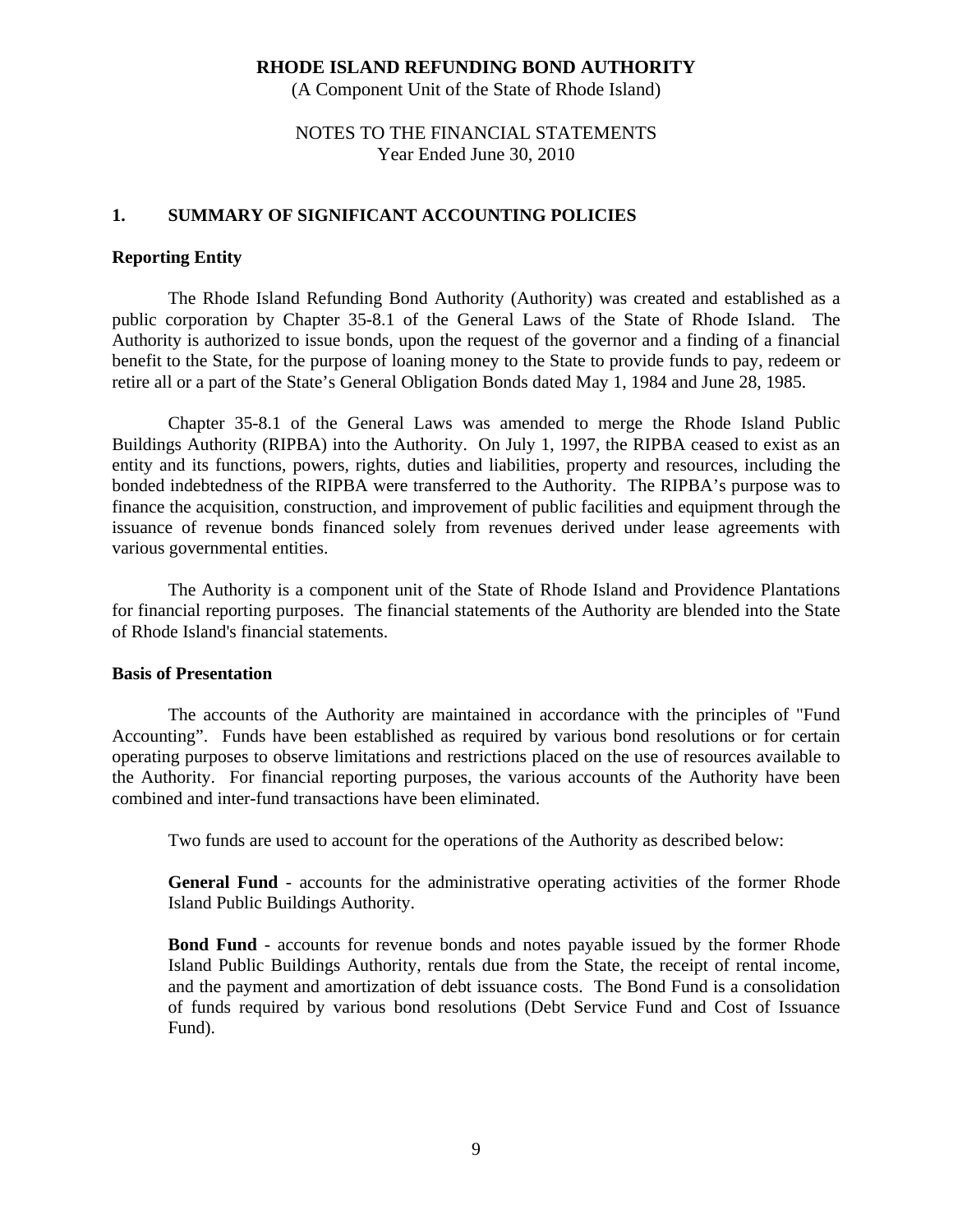**RHODE ISLAND REFUNDING BOND AUTHORITY**
(A Component Unit of the State of Rhode Island)

NOTES TO THE FINANCIAL STATEMENTS
Year Ended June 30, 2010

## 1. SUMMARY OF SIGNIFICANT ACCOUNTING POLICIES

### Reporting Entity

The Rhode Island Refunding Bond Authority (Authority) was created and established as a public corporation by Chapter 35-8.1 of the General Laws of the State of Rhode Island. The Authority is authorized to issue bonds, upon the request of the governor and a finding of a financial benefit to the State, for the purpose of loaning money to the State to provide funds to pay, redeem or retire all or a part of the State's General Obligation Bonds dated May 1, 1984 and June 28, 1985.

Chapter 35-8.1 of the General Laws was amended to merge the Rhode Island Public Buildings Authority (RIPBA) into the Authority. On July 1, 1997, the RIPBA ceased to exist as an entity and its functions, powers, rights, duties and liabilities, property and resources, including the bonded indebtedness of the RIPBA were transferred to the Authority. The RIPBA's purpose was to finance the acquisition, construction, and improvement of public facilities and equipment through the issuance of revenue bonds financed solely from revenues derived under lease agreements with various governmental entities.

The Authority is a component unit of the State of Rhode Island and Providence Plantations for financial reporting purposes. The financial statements of the Authority are blended into the State of Rhode Island's financial statements.

### Basis of Presentation

The accounts of the Authority are maintained in accordance with the principles of "Fund Accounting". Funds have been established as required by various bond resolutions or for certain operating purposes to observe limitations and restrictions placed on the use of resources available to the Authority. For financial reporting purposes, the various accounts of the Authority have been combined and inter-fund transactions have been eliminated.

Two funds are used to account for the operations of the Authority as described below:

**General Fund** - accounts for the administrative operating activities of the former Rhode Island Public Buildings Authority.

**Bond Fund** - accounts for revenue bonds and notes payable issued by the former Rhode Island Public Buildings Authority, rentals due from the State, the receipt of rental income, and the payment and amortization of debt issuance costs. The Bond Fund is a consolidation of funds required by various bond resolutions (Debt Service Fund and Cost of Issuance Fund).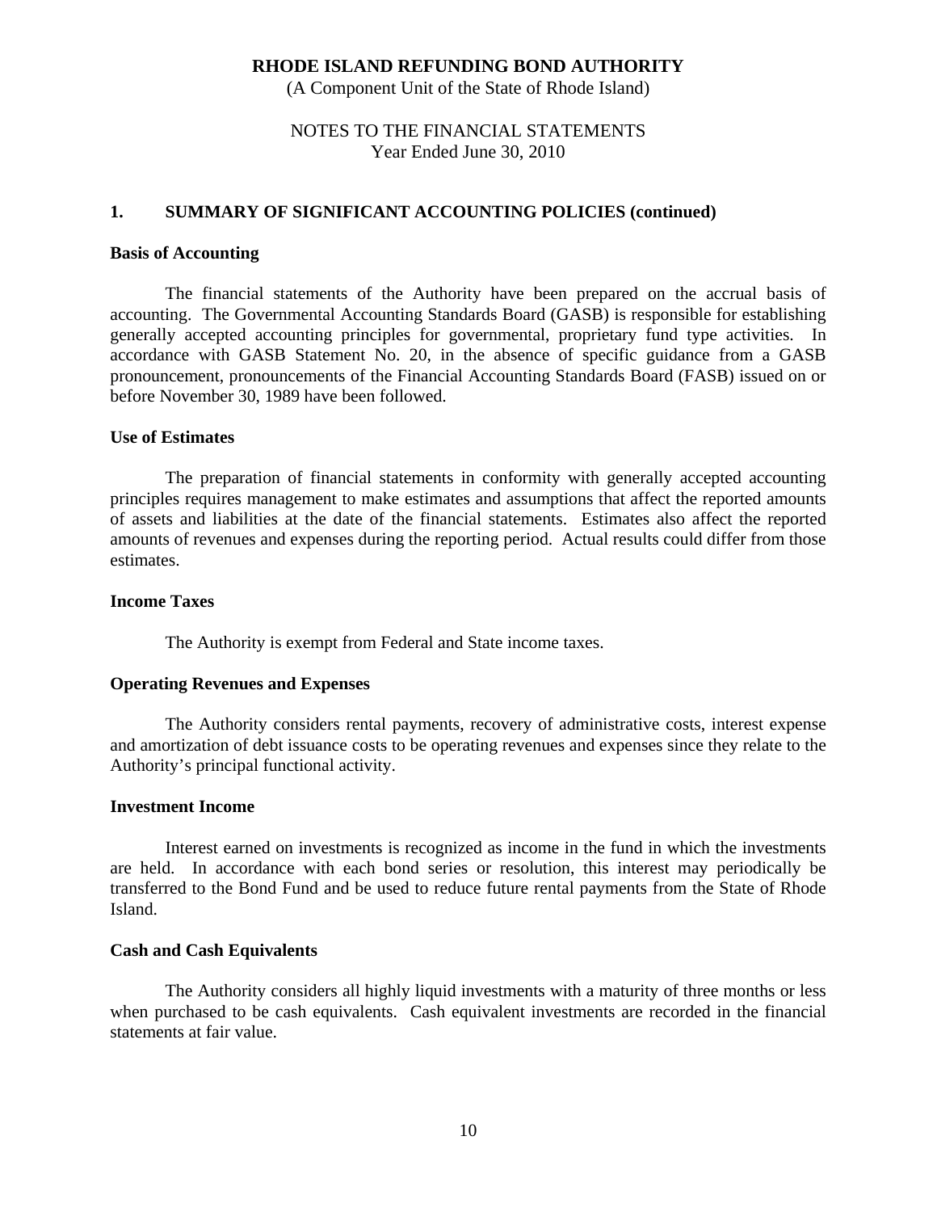**RHODE ISLAND REFUNDING BOND AUTHORITY**
(A Component Unit of the State of Rhode Island)

NOTES TO THE FINANCIAL STATEMENTS
Year Ended June 30, 2010

## 1. SUMMARY OF SIGNIFICANT ACCOUNTING POLICIES (continued)

### Basis of Accounting

The financial statements of the Authority have been prepared on the accrual basis of accounting. The Governmental Accounting Standards Board (GASB) is responsible for establishing generally accepted accounting principles for governmental, proprietary fund type activities. In accordance with GASB Statement No. 20, in the absence of specific guidance from a GASB pronouncement, pronouncements of the Financial Accounting Standards Board (FASB) issued on or before November 30, 1989 have been followed.

### Use of Estimates

The preparation of financial statements in conformity with generally accepted accounting principles requires management to make estimates and assumptions that affect the reported amounts of assets and liabilities at the date of the financial statements. Estimates also affect the reported amounts of revenues and expenses during the reporting period. Actual results could differ from those estimates.

### Income Taxes

The Authority is exempt from Federal and State income taxes.

### Operating Revenues and Expenses

The Authority considers rental payments, recovery of administrative costs, interest expense and amortization of debt issuance costs to be operating revenues and expenses since they relate to the Authority's principal functional activity.

### Investment Income

Interest earned on investments is recognized as income in the fund in which the investments are held. In accordance with each bond series or resolution, this interest may periodically be transferred to the Bond Fund and be used to reduce future rental payments from the State of Rhode Island.

### Cash and Cash Equivalents

The Authority considers all highly liquid investments with a maturity of three months or less when purchased to be cash equivalents. Cash equivalent investments are recorded in the financial statements at fair value.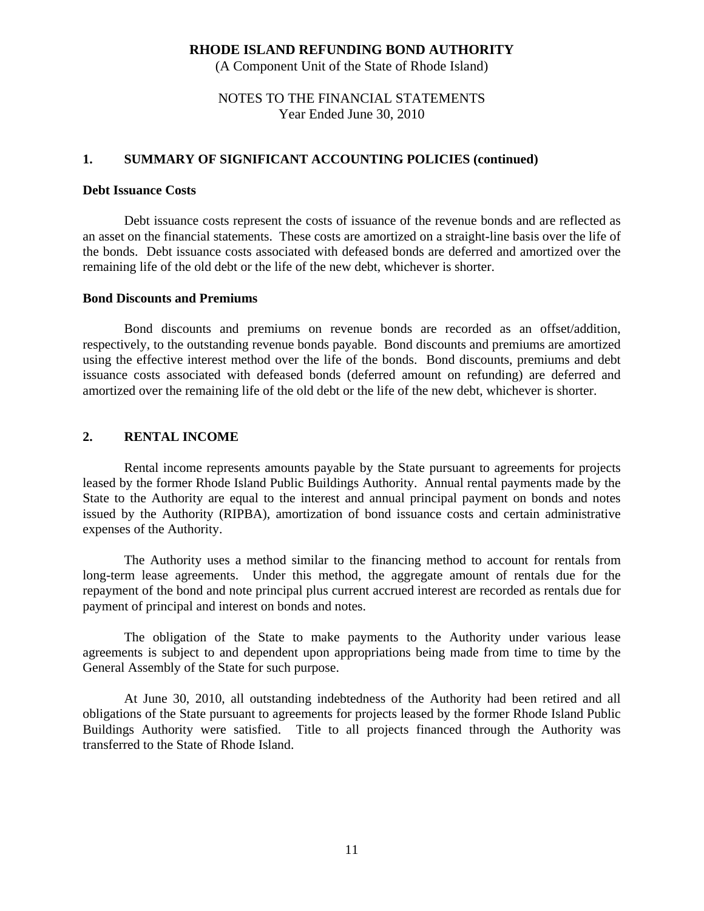**RHODE ISLAND REFUNDING BOND AUTHORITY**
(A Component Unit of the State of Rhode Island)

NOTES TO THE FINANCIAL STATEMENTS
Year Ended June 30, 2010

## 1. SUMMARY OF SIGNIFICANT ACCOUNTING POLICIES (continued)

**Debt Issuance Costs**

Debt issuance costs represent the costs of issuance of the revenue bonds and are reflected as an asset on the financial statements. These costs are amortized on a straight-line basis over the life of the bonds. Debt issuance costs associated with defeased bonds are deferred and amortized over the remaining life of the old debt or the life of the new debt, whichever is shorter.

**Bond Discounts and Premiums**

Bond discounts and premiums on revenue bonds are recorded as an offset/addition, respectively, to the outstanding revenue bonds payable. Bond discounts and premiums are amortized using the effective interest method over the life of the bonds. Bond discounts, premiums and debt issuance costs associated with defeased bonds (deferred amount on refunding) are deferred and amortized over the remaining life of the old debt or the life of the new debt, whichever is shorter.

## 2. RENTAL INCOME

Rental income represents amounts payable by the State pursuant to agreements for projects leased by the former Rhode Island Public Buildings Authority. Annual rental payments made by the State to the Authority are equal to the interest and annual principal payment on bonds and notes issued by the Authority (RIPBA), amortization of bond issuance costs and certain administrative expenses of the Authority.

The Authority uses a method similar to the financing method to account for rentals from long-term lease agreements. Under this method, the aggregate amount of rentals due for the repayment of the bond and note principal plus current accrued interest are recorded as rentals due for payment of principal and interest on bonds and notes.

The obligation of the State to make payments to the Authority under various lease agreements is subject to and dependent upon appropriations being made from time to time by the General Assembly of the State for such purpose.

At June 30, 2010, all outstanding indebtedness of the Authority had been retired and all obligations of the State pursuant to agreements for projects leased by the former Rhode Island Public Buildings Authority were satisfied. Title to all projects financed through the Authority was transferred to the State of Rhode Island.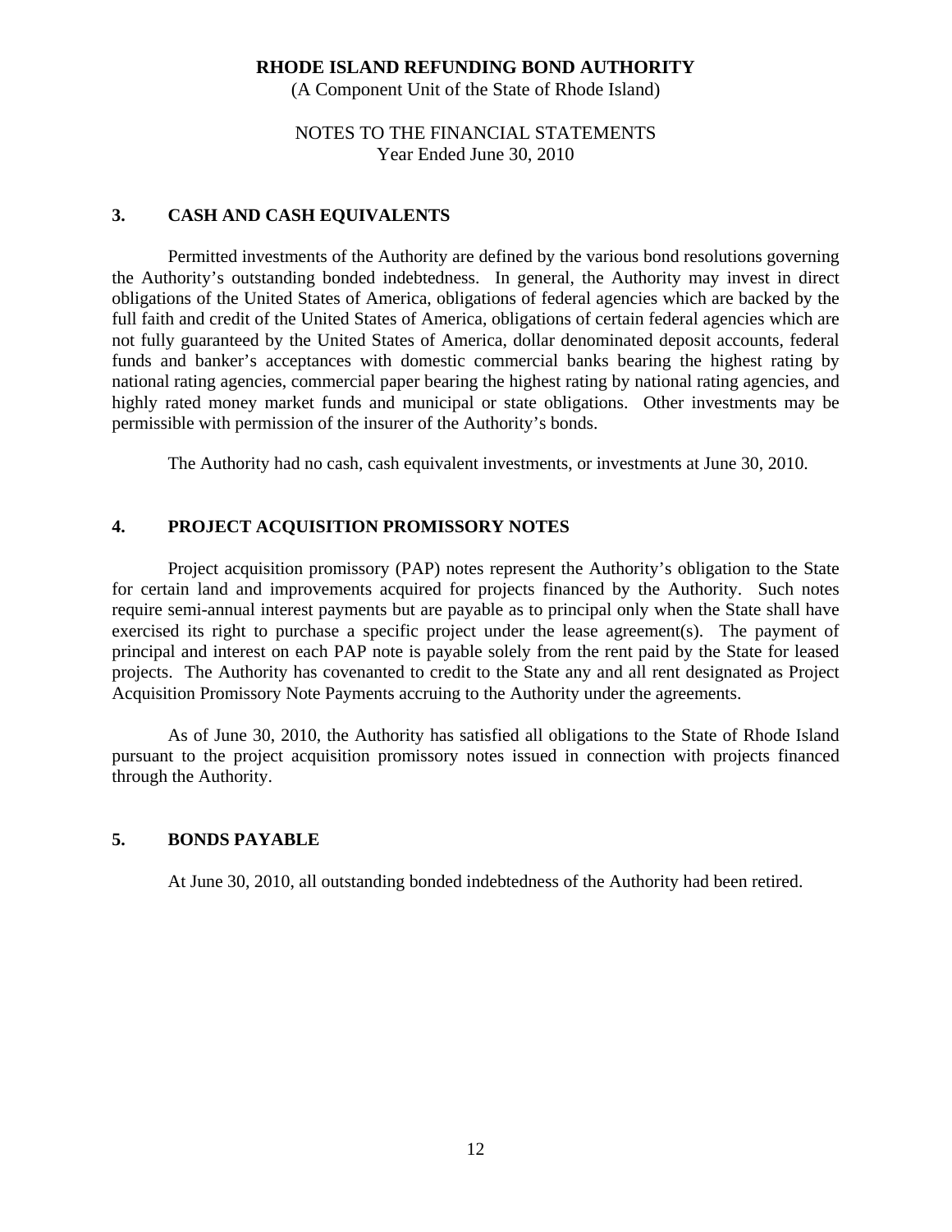# RHODE ISLAND REFUNDING BOND AUTHORITY

(A Component Unit of the State of Rhode Island)

NOTES TO THE FINANCIAL STATEMENTS
Year Ended June 30, 2010

## 3. CASH AND CASH EQUIVALENTS

Permitted investments of the Authority are defined by the various bond resolutions governing the Authority's outstanding bonded indebtedness. In general, the Authority may invest in direct obligations of the United States of America, obligations of federal agencies which are backed by the full faith and credit of the United States of America, obligations of certain federal agencies which are not fully guaranteed by the United States of America, dollar denominated deposit accounts, federal funds and banker's acceptances with domestic commercial banks bearing the highest rating by national rating agencies, commercial paper bearing the highest rating by national rating agencies, and highly rated money market funds and municipal or state obligations. Other investments may be permissible with permission of the insurer of the Authority's bonds.

The Authority had no cash, cash equivalent investments, or investments at June 30, 2010.

## 4. PROJECT ACQUISITION PROMISSORY NOTES

Project acquisition promissory (PAP) notes represent the Authority's obligation to the State for certain land and improvements acquired for projects financed by the Authority. Such notes require semi-annual interest payments but are payable as to principal only when the State shall have exercised its right to purchase a specific project under the lease agreement(s). The payment of principal and interest on each PAP note is payable solely from the rent paid by the State for leased projects. The Authority has covenanted to credit to the State any and all rent designated as Project Acquisition Promissory Note Payments accruing to the Authority under the agreements.

As of June 30, 2010, the Authority has satisfied all obligations to the State of Rhode Island pursuant to the project acquisition promissory notes issued in connection with projects financed through the Authority.

## 5. BONDS PAYABLE

At June 30, 2010, all outstanding bonded indebtedness of the Authority had been retired.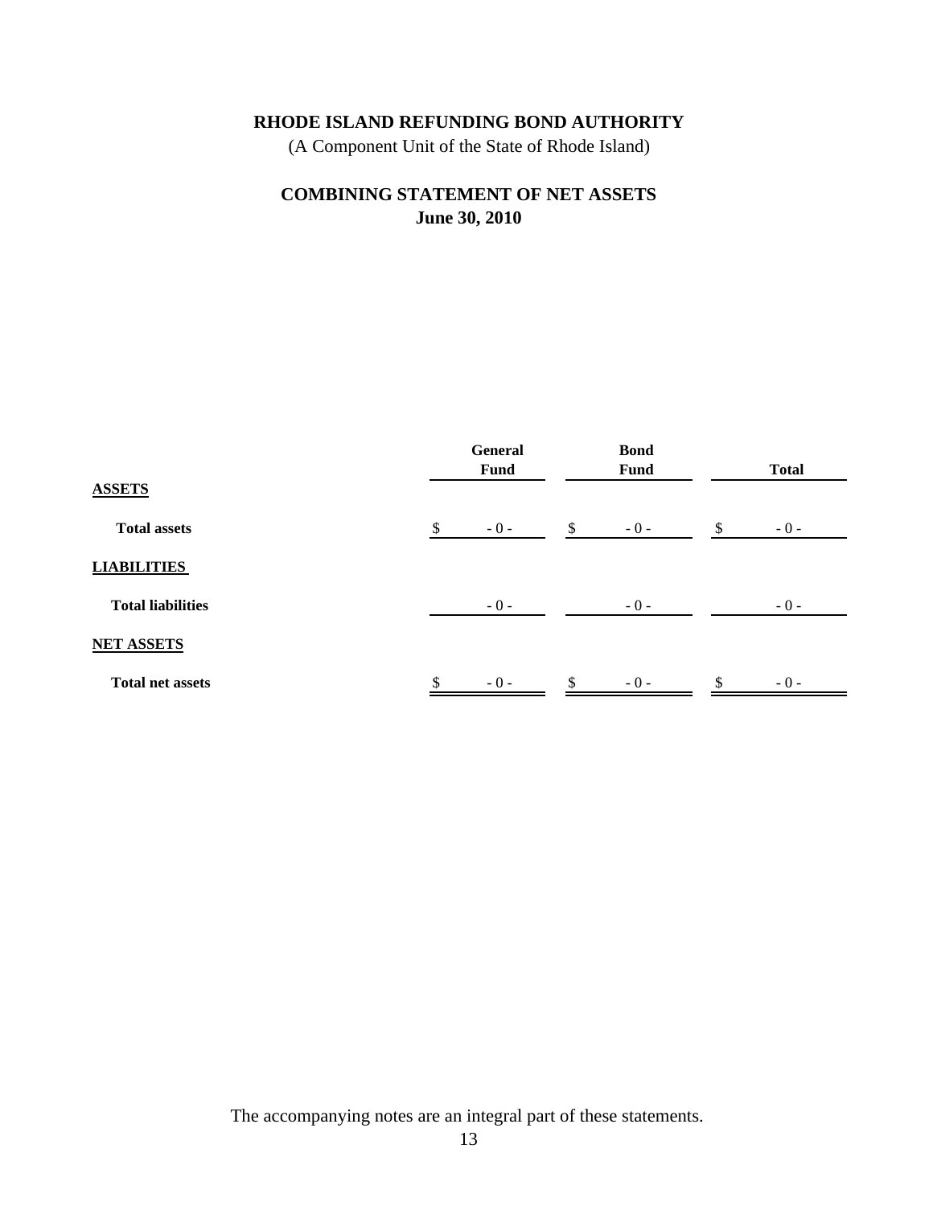# RHODE ISLAND REFUNDING BOND AUTHORITY

(A Component Unit of the State of Rhode Island)

## COMBINING STATEMENT OF NET ASSETS
**June 30, 2010**

| | General Fund | Bond Fund | Total |
|---|---|---|---|
| **ASSETS** | | | |
| **Total assets** | $ - 0 - | $ - 0 - | $ - 0 - |
| **LIABILITIES** | | | |
| **Total liabilities** | - 0 - | - 0 - | - 0 - |
| **NET ASSETS** | | | |
| **Total net assets** | $ - 0 - | $ - 0 - | $ - 0 - |

The accompanying notes are an integral part of these statements.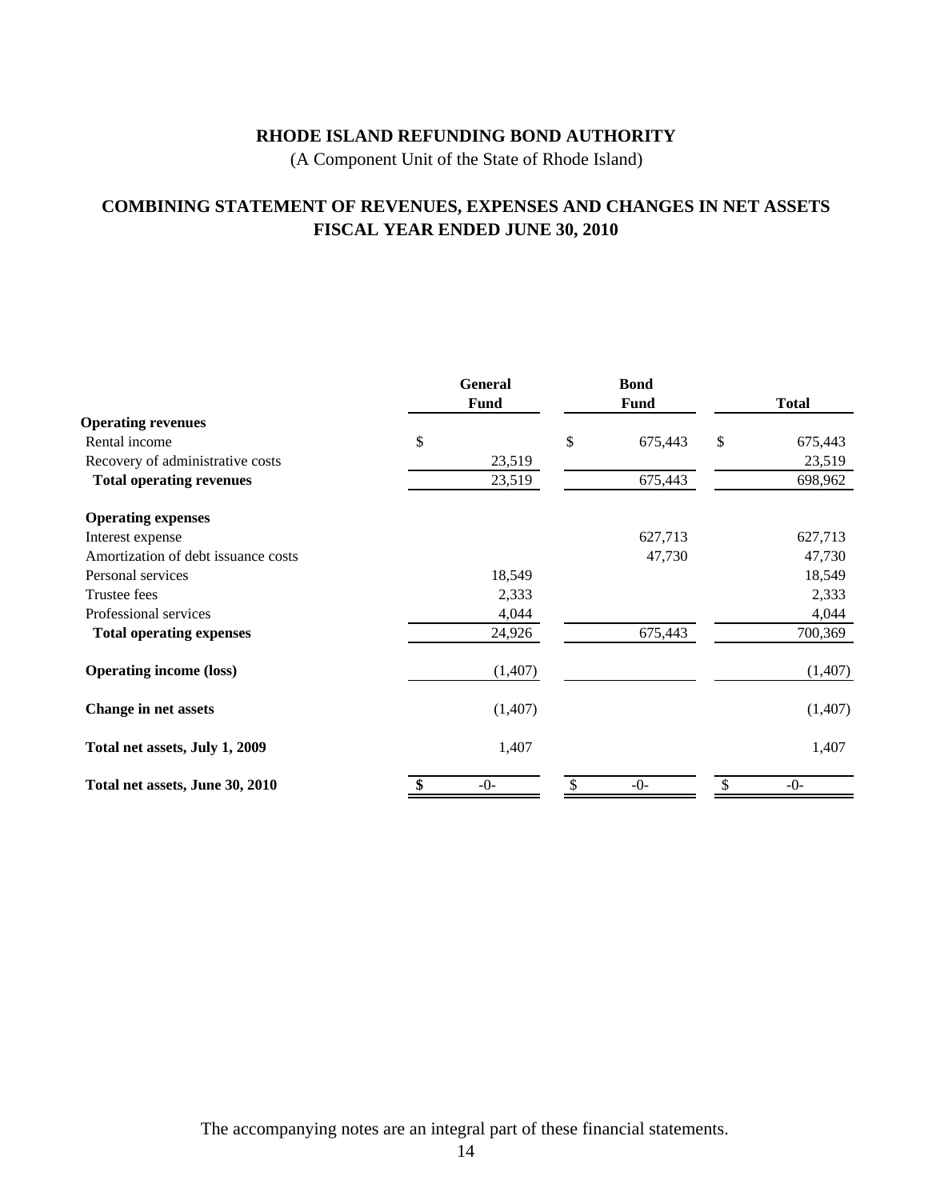# RHODE ISLAND REFUNDING BOND AUTHORITY

(A Component Unit of the State of Rhode Island)

## COMBINING STATEMENT OF REVENUES, EXPENSES AND CHANGES IN NET ASSETS
## FISCAL YEAR ENDED JUNE 30, 2010

| | General Fund | Bond Fund | Total |
|---|---|---|---|
| **Operating revenues** | | | |
| Rental income | $ | $ 675,443 | $ 675,443 |
| Recovery of administrative costs | 23,519 | | 23,519 |
| **Total operating revenues** | 23,519 | 675,443 | 698,962 |
| **Operating expenses** | | | |
| Interest expense | | 627,713 | 627,713 |
| Amortization of debt issuance costs | | 47,730 | 47,730 |
| Personal services | 18,549 | | 18,549 |
| Trustee fees | 2,333 | | 2,333 |
| Professional services | 4,044 | | 4,044 |
| **Total operating expenses** | 24,926 | 675,443 | 700,369 |
| **Operating income (loss)** | (1,407) | | (1,407) |
| **Change in net assets** | (1,407) | | (1,407) |
| **Total net assets, July 1, 2009** | 1,407 | | 1,407 |
| **Total net assets, June 30, 2010** | $ -0- | $ -0- | $ -0- |

The accompanying notes are an integral part of these financial statements.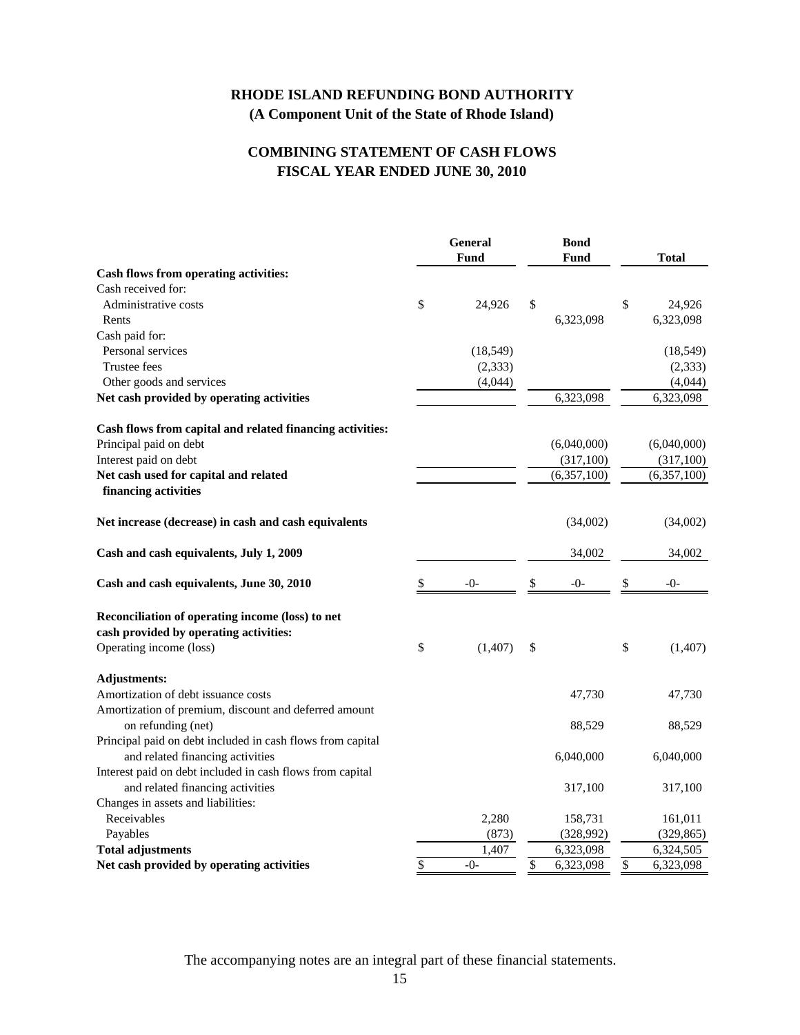# RHODE ISLAND REFUNDING BOND AUTHORITY
## (A Component Unit of the State of Rhode Island)

## COMBINING STATEMENT OF CASH FLOWS
## FISCAL YEAR ENDED JUNE 30, 2010

| | General Fund | Bond Fund | Total |
|---|---|---|---|
| **Cash flows from operating activities:** | | | |
| Cash received for: | | | |
| Administrative costs | $ 24,926 | $ | $ 24,926 |
| Rents | | 6,323,098 | 6,323,098 |
| Cash paid for: | | | |
| Personal services | (18,549) | | (18,549) |
| Trustee fees | (2,333) | | (2,333) |
| Other goods and services | (4,044) | | (4,044) |
| **Net cash provided by operating activities** | | 6,323,098 | 6,323,098 |
| **Cash flows from capital and related financing activities:** | | | |
| Principal paid on debt | | (6,040,000) | (6,040,000) |
| Interest paid on debt | | (317,100) | (317,100) |
| **Net cash used for capital and related financing activities** | | (6,357,100) | (6,357,100) |
| **Net increase (decrease) in cash and cash equivalents** | | (34,002) | (34,002) |
| **Cash and cash equivalents, July 1, 2009** | | 34,002 | 34,002 |
| **Cash and cash equivalents, June 30, 2010** | $ -0- | $ -0- | $ -0- |
| **Reconciliation of operating income (loss) to net cash provided by operating activities:** | | | |
| Operating income (loss) | $ (1,407) | $ | $ (1,407) |
| **Adjustments:** | | | |
| Amortization of debt issuance costs | | 47,730 | 47,730 |
| Amortization of premium, discount and deferred amount on refunding (net) | | 88,529 | 88,529 |
| Principal paid on debt included in cash flows from capital and related financing activities | | 6,040,000 | 6,040,000 |
| Interest paid on debt included in cash flows from capital and related financing activities | | 317,100 | 317,100 |
| Changes in assets and liabilities: | | | |
| Receivables | 2,280 | 158,731 | 161,011 |
| Payables | (873) | (328,992) | (329,865) |
| **Total adjustments** | 1,407 | 6,323,098 | 6,324,505 |
| **Net cash provided by operating activities** | $ -0- | $ 6,323,098 | $ 6,323,098 |

The accompanying notes are an integral part of these financial statements.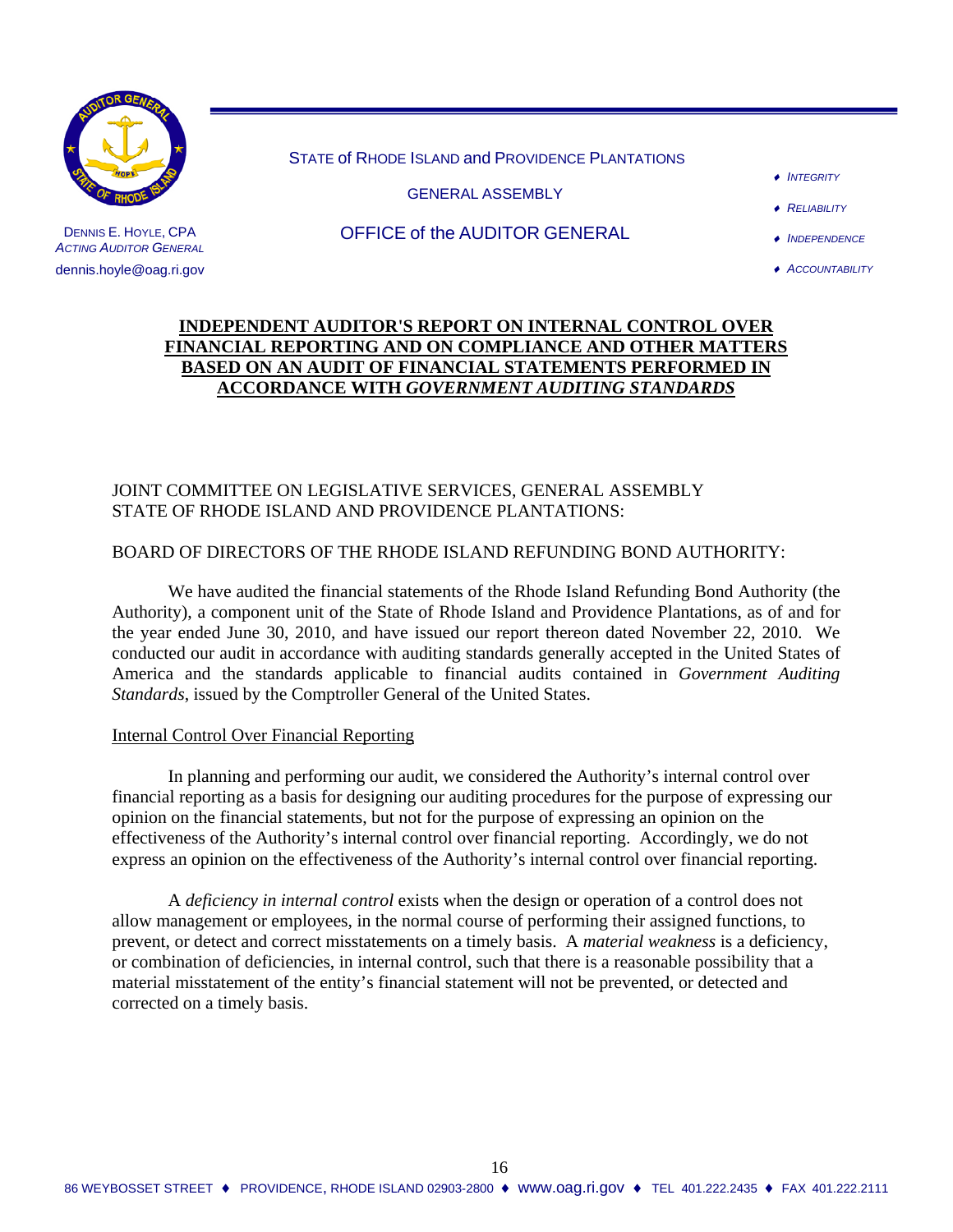STATE of RHODE ISLAND and PROVIDENCE PLANTATIONS

GENERAL ASSEMBLY

OFFICE of the AUDITOR GENERAL

DENNIS E. HOYLE, CPA
*ACTING AUDITOR GENERAL*
dennis.hoyle@oag.ri.gov

- *INTEGRITY*
- *RELIABILITY*
- *INDEPENDENCE*
- *ACCOUNTABILITY*

# INDEPENDENT AUDITOR'S REPORT ON INTERNAL CONTROL OVER FINANCIAL REPORTING AND ON COMPLIANCE AND OTHER MATTERS BASED ON AN AUDIT OF FINANCIAL STATEMENTS PERFORMED IN ACCORDANCE WITH *GOVERNMENT AUDITING STANDARDS*

JOINT COMMITTEE ON LEGISLATIVE SERVICES, GENERAL ASSEMBLY
STATE OF RHODE ISLAND AND PROVIDENCE PLANTATIONS:

BOARD OF DIRECTORS OF THE RHODE ISLAND REFUNDING BOND AUTHORITY:

We have audited the financial statements of the Rhode Island Refunding Bond Authority (the Authority), a component unit of the State of Rhode Island and Providence Plantations, as of and for the year ended June 30, 2010, and have issued our report thereon dated November 22, 2010. We conducted our audit in accordance with auditing standards generally accepted in the United States of America and the standards applicable to financial audits contained in *Government Auditing Standards*, issued by the Comptroller General of the United States.

## Internal Control Over Financial Reporting

In planning and performing our audit, we considered the Authority's internal control over financial reporting as a basis for designing our auditing procedures for the purpose of expressing our opinion on the financial statements, but not for the purpose of expressing an opinion on the effectiveness of the Authority's internal control over financial reporting. Accordingly, we do not express an opinion on the effectiveness of the Authority's internal control over financial reporting.

A *deficiency in internal control* exists when the design or operation of a control does not allow management or employees, in the normal course of performing their assigned functions, to prevent, or detect and correct misstatements on a timely basis. A *material weakness* is a deficiency, or combination of deficiencies, in internal control, such that there is a reasonable possibility that a material misstatement of the entity's financial statement will not be prevented, or detected and corrected on a timely basis.

86 WEYBOSSET STREET ♦ PROVIDENCE, RHODE ISLAND 02903-2800 ♦ www.oag.ri.gov ♦ TEL 401.222.2435 ♦ FAX 401.222.2111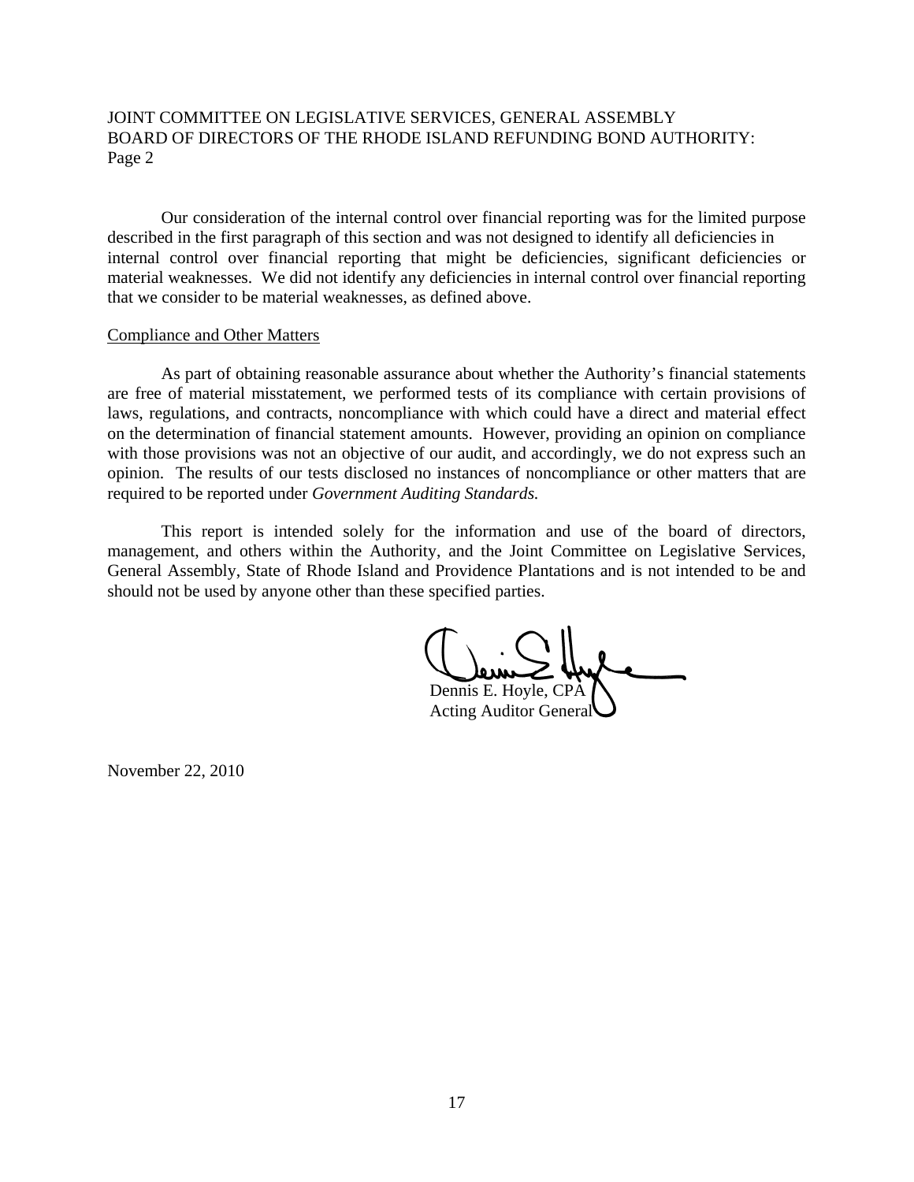JOINT COMMITTEE ON LEGISLATIVE SERVICES, GENERAL ASSEMBLY
BOARD OF DIRECTORS OF THE RHODE ISLAND REFUNDING BOND AUTHORITY:
Page 2

Our consideration of the internal control over financial reporting was for the limited purpose described in the first paragraph of this section and was not designed to identify all deficiencies in internal control over financial reporting that might be deficiencies, significant deficiencies or material weaknesses. We did not identify any deficiencies in internal control over financial reporting that we consider to be material weaknesses, as defined above.

Compliance and Other Matters

As part of obtaining reasonable assurance about whether the Authority's financial statements are free of material misstatement, we performed tests of its compliance with certain provisions of laws, regulations, and contracts, noncompliance with which could have a direct and material effect on the determination of financial statement amounts. However, providing an opinion on compliance with those provisions was not an objective of our audit, and accordingly, we do not express such an opinion. The results of our tests disclosed no instances of noncompliance or other matters that are required to be reported under *Government Auditing Standards.*

This report is intended solely for the information and use of the board of directors, management, and others within the Authority, and the Joint Committee on Legislative Services, General Assembly, State of Rhode Island and Providence Plantations and is not intended to be and should not be used by anyone other than these specified parties.

Dennis E. Hoyle, CPA
Acting Auditor General

November 22, 2010